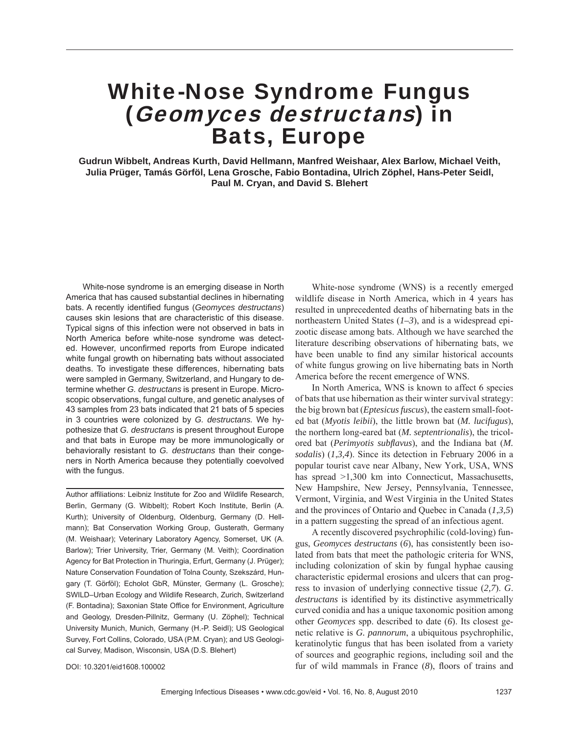# White-Nose Syndrome Fungus (*Geomyces destructans*) in Bats, Europe

**Gudrun Wibbelt, Andreas Kurth, David Hellmann, Manfred Weishaar, Alex Barlow, Michael Veith, Julia Prüger, Tamás Görföl, Lena Grosche, Fabio Bontadina, Ulrich Zöphel, Hans-Peter Seidl, Paul M. Cryan, and David S. Blehert**

White-nose syndrome is an emerging disease in North America that has caused substantial declines in hibernating bats. A recently identified fungus (*Geomyces destructans*) causes skin lesions that are characteristic of this disease. Typical signs of this infection were not observed in bats in North America before white-nose syndrome was detected. However, unconfirmed reports from Europe indicated white fungal growth on hibernating bats without associated deaths. To investigate these differences, hibernating bats were sampled in Germany, Switzerland, and Hungary to determine whether *G. destructans* is present in Europe. Microscopic observations, fungal culture, and genetic analyses of 43 samples from 23 bats indicated that 21 bats of 5 species in 3 countries were colonized by *G. destructans.* We hypothesize that *G. destructans* is present throughout Europe and that bats in Europe may be more immunologically or behaviorally resistant to *G. destructans* than their congeners in North America because they potentially coevolved with the fungus.

Author affiliations: Leibniz Institute for Zoo and Wildlife Research, Berlin, Germany (G. Wibbelt); Robert Koch Institute, Berlin (A. Kurth); University of Oldenburg, Oldenburg, Germany (D. Hellmann); Bat Conservation Working Group, Gusterath, Germany (M. Weishaar); Veterinary Laboratory Agency, Somerset, UK (A. Barlow); Trier University, Trier, Germany (M. Veith); Coordination Agency for Bat Protection in Thuringia, Erfurt, Germany (J. Prüger); Nature Conservation Foundation of Tolna County, Szekszárd, Hungary (T. Görföl); Echolot GbR, Münster, Germany (L. Grosche); SWILD–Urban Ecology and Wildlife Research, Zurich, Switzerland (F. Bontadina); Saxonian State Office for Environment, Agriculture and Geology, Dresden-Pillnitz, Germany (U. Zöphel); Technical University Munich, Munich, Germany (H.-P. Seidl); US Geological Survey, Fort Collins, Colorado, USA (P.M. Cryan); and US Geological Survey, Madison, Wisconsin, USA (D.S. Blehert)

DOI: 10.3201/eid1608.100002

White-nose syndrome (WNS) is a recently emerged wildlife disease in North America, which in 4 years has resulted in unprecedented deaths of hibernating bats in the northeastern United States (*1–3*), and is a widespread epizootic disease among bats. Although we have searched the literature describing observations of hibernating bats, we have been unable to find any similar historical accounts of white fungus growing on live hibernating bats in North America before the recent emergence of WNS.

In North America, WNS is known to affect 6 species of bats that use hibernation as their winter survival strategy: the big brown bat (*Eptesicus fuscus*), the eastern small-footed bat (*Myotis leibii*), the little brown bat (*M. lucifugus*), the northern long-eared bat (*M. septentrionalis*), the tricolored bat (*Perimyotis subflavus*), and the Indiana bat (*M. sodalis*) (*1,3,4*). Since its detection in February 2006 in a popular tourist cave near Albany, New York, USA, WNS has spread >1,300 km into Connecticut, Massachusetts, New Hampshire, New Jersey, Pennsylvania, Tennessee, Vermont, Virginia, and West Virginia in the United States and the provinces of Ontario and Quebec in Canada (*1,3,5*) in a pattern suggesting the spread of an infectious agent.

A recently discovered psychrophilic (cold-loving) fungus, *Geomyces destructans* (*6*), has consistently been isolated from bats that meet the pathologic criteria for WNS, including colonization of skin by fungal hyphae causing characteristic epidermal erosions and ulcers that can progress to invasion of underlying connective tissue (*2,7*). *G. destructans* is identified by its distinctive asymmetrically curved conidia and has a unique taxonomic position among other *Geomyces* spp. described to date (*6*). Its closest genetic relative is *G. pannorum*, a ubiquitous psychrophilic, keratinolytic fungus that has been isolated from a variety of sources and geographic regions, including soil and the fur of wild mammals in France (*8*), floors of trains and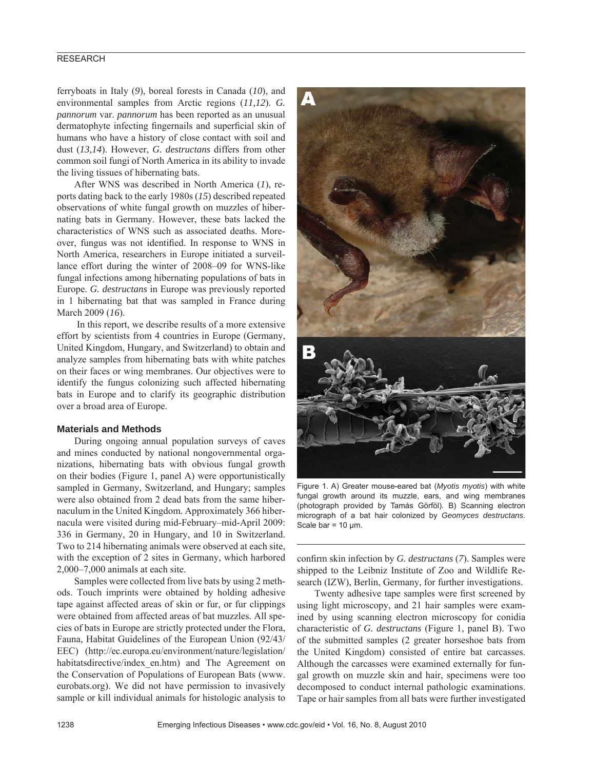ferryboats in Italy (*9*), boreal forests in Canada (*10*), and environmental samples from Arctic regions (*11,12*). *G. pannorum* var. *pannorum* has been reported as an unusual dermatophyte infecting fingernails and superficial skin of humans who have a history of close contact with soil and dust (*13,14*). However, *G. destructans* differs from other common soil fungi of North America in its ability to invade the living tissues of hibernating bats.

After WNS was described in North America (*1*), reports dating back to the early 1980s (*15*) described repeated observations of white fungal growth on muzzles of hibernating bats in Germany. However, these bats lacked the characteristics of WNS such as associated deaths. Moreover, fungus was not identified. In response to WNS in North America, researchers in Europe initiated a surveillance effort during the winter of 2008–09 for WNS-like fungal infections among hibernating populations of bats in Europe. *G. destructans* in Europe was previously reported in 1 hibernating bat that was sampled in France during March 2009 (*16*).

In this report, we describe results of a more extensive effort by scientists from 4 countries in Europe (Germany, United Kingdom, Hungary, and Switzerland) to obtain and analyze samples from hibernating bats with white patches on their faces or wing membranes. Our objectives were to identify the fungus colonizing such affected hibernating bats in Europe and to clarify its geographic distribution over a broad area of Europe.

## Materials and Methods

During ongoing annual population surveys of caves and mines conducted by national nongovernmental organizations, hibernating bats with obvious fungal growth on their bodies (Figure 1, panel A) were opportunistically sampled in Germany, Switzerland, and Hungary; samples were also obtained from 2 dead bats from the same hibernaculum in the United Kingdom. Approximately 366 hibernacula were visited during mid-February–mid-April 2009: 336 in Germany, 20 in Hungary, and 10 in Switzerland. Two to 214 hibernating animals were observed at each site, with the exception of 2 sites in Germany, which harbored 2,000–7,000 animals at each site.

Samples were collected from live bats by using 2 methods. Touch imprints were obtained by holding adhesive tape against affected areas of skin or fur, or fur clippings were obtained from affected areas of bat muzzles. All species of bats in Europe are strictly protected under the Flora, Fauna, Habitat Guidelines of the European Union (92/43/EEC) (http://ec.europa.eu/environment/nature/legislation/habitatsdirective/index_en.htm) and The Agreement on the Conservation of Populations of European Bats (www.eurobats.org). We did not have permission to invasively sample or kill individual animals for histologic analysis to confirm skin infection by *G. destructans* (*7*). Samples were shipped to the Leibniz Institute of Zoo and Wildlife Research (IZW), Berlin, Germany, for further investigations.

Figure 1. A) Greater mouse-eared bat (*Myotis myotis*) with white fungal growth around its muzzle, ears, and wing membranes (photograph provided by Tamás Görföl). B) Scanning electron micrograph of a bat hair colonized by *Geomyces destructans*. Scale bar = 10 μm.

Twenty adhesive tape samples were first screened by using light microscopy, and 21 hair samples were examined by using scanning electron microscopy for conidia characteristic of *G. destructans* (Figure 1, panel B). Two of the submitted samples (2 greater horseshoe bats from the United Kingdom) consisted of entire bat carcasses. Although the carcasses were examined externally for fungal growth on muzzle skin and hair, specimens were too decomposed to conduct internal pathologic examinations. Tape or hair samples from all bats were further investigated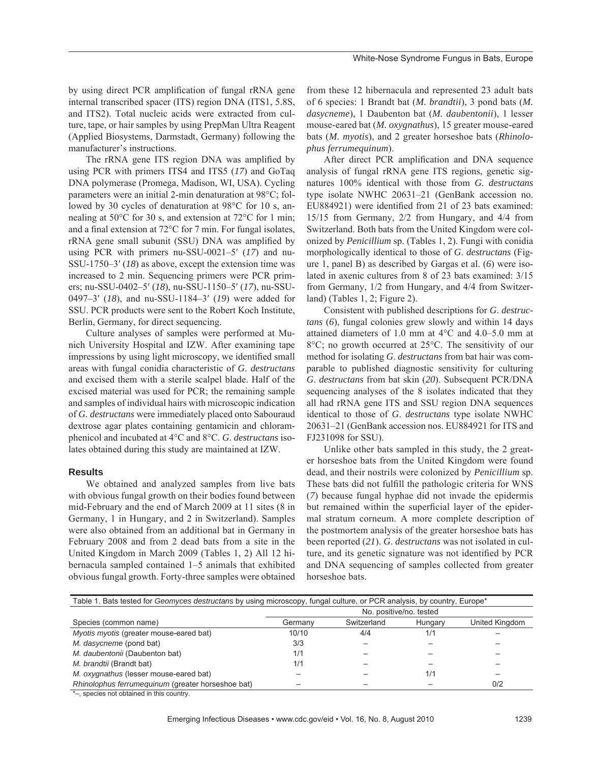by using direct PCR amplification of fungal rRNA gene internal transcribed spacer (ITS) region DNA (ITS1, 5.8S, and ITS2). Total nucleic acids were extracted from culture, tape, or hair samples by using PrepMan Ultra Reagent (Applied Biosystems, Darmstadt, Germany) following the manufacturer's instructions.

The rRNA gene ITS region DNA was amplified by using PCR with primers ITS4 and ITS5 (*17*) and GoTaq DNA polymerase (Promega, Madison, WI, USA). Cycling parameters were an initial 2-min denaturation at 98°C; followed by 30 cycles of denaturation at 98°C for 10 s, annealing at 50°C for 30 s, and extension at 72°C for 1 min; and a final extension at 72°C for 7 min. For fungal isolates, rRNA gene small subunit (SSU) DNA was amplified by using PCR with primers nu-SSU-0021–5′ (*17*) and nu-SSU-1750–3′ (*18*) as above, except the extension time was increased to 2 min. Sequencing primers were PCR primers; nu-SSU-0402–5′ (*18*), nu-SSU-1150–5′ (*17*), nu-SSU-0497–3′ (*18*), and nu-SSU-1184–3′ (*19*) were added for SSU. PCR products were sent to the Robert Koch Institute, Berlin, Germany, for direct sequencing.

Culture analyses of samples were performed at Munich University Hospital and IZW. After examining tape impressions by using light microscopy, we identified small areas with fungal conidia characteristic of *G. destructans* and excised them with a sterile scalpel blade. Half of the excised material was used for PCR; the remaining sample and samples of individual hairs with microscopic indication of *G. destructans* were immediately placed onto Sabouraud dextrose agar plates containing gentamicin and chloramphenicol and incubated at 4°C and 8°C. *G. destructans* isolates obtained during this study are maintained at IZW.

## Results

We obtained and analyzed samples from live bats with obvious fungal growth on their bodies found between mid-February and the end of March 2009 at 11 sites (8 in Germany, 1 in Hungary, and 2 in Switzerland). Samples were also obtained from an additional bat in Germany in February 2008 and from 2 dead bats from a site in the United Kingdom in March 2009 (Tables 1, 2) All 12 hibernacula sampled contained 1–5 animals that exhibited obvious fungal growth. Forty-three samples were obtained from these 12 hibernacula and represented 23 adult bats of 6 species: 1 Brandt bat (*M. brandtii*), 3 pond bats (*M. dasycneme*), 1 Daubenton bat (*M. daubentonii*), 1 lesser mouse-eared bat (*M. oxygnathus*), 15 greater mouse-eared bats (*M. myotis*), and 2 greater horseshoe bats (*Rhinolophus ferrumequinum*).

After direct PCR amplification and DNA sequence analysis of fungal rRNA gene ITS regions, genetic signatures 100% identical with those from *G. destructans* type isolate NWHC 20631–21 (GenBank accession no. EU884921) were identified from 21 of 23 bats examined: 15/15 from Germany, 2/2 from Hungary, and 4/4 from Switzerland. Both bats from the United Kingdom were colonized by *Penicillium* sp. (Tables 1, 2). Fungi with conidia morphologically identical to those of *G. destructans* (Figure 1, panel B) as described by Gargas et al. (*6*) were isolated in axenic cultures from 8 of 23 bats examined: 3/15 from Germany, 1/2 from Hungary, and 4/4 from Switzerland) (Tables 1, 2; Figure 2).

Consistent with published descriptions for *G. destructans* (*6*), fungal colonies grew slowly and within 14 days attained diameters of 1.0 mm at 4°C and 4.0–5.0 mm at 8°C; no growth occurred at 25°C. The sensitivity of our method for isolating *G. destructans* from bat hair was comparable to published diagnostic sensitivity for culturing *G. destructans* from bat skin (*20*). Subsequent PCR/DNA sequencing analyses of the 8 isolates indicated that they all had rRNA gene ITS and SSU region DNA sequences identical to those of *G. destructans* type isolate NWHC 20631–21 (GenBank accession nos. EU884921 for ITS and FJ231098 for SSU).

Unlike other bats sampled in this study, the 2 greater horseshoe bats from the United Kingdom were found dead, and their nostrils were colonized by *Penicillium* sp. These bats did not fulfill the pathologic criteria for WNS (*7*) because fungal hyphae did not invade the epidermis but remained within the superficial layer of the epidermal stratum corneum. A more complete description of the postmortem analysis of the greater horseshoe bats has been reported (*21*). *G. destructans* was not isolated in culture, and its genetic signature was not identified by PCR and DNA sequencing of samples collected from greater horseshoe bats.

Table 1. Bats tested for *Geomyces destructans* by using microscopy, fungal culture, or PCR analysis, by country, Europe*

| Species (common name) | No. positive/no. tested | | | |
|---|---|---|---|---|
| | Germany | Switzerland | Hungary | United Kingdom |
| *Myotis myotis* (greater mouse-eared bat) | 10/10 | 4/4 | 1/1 | – |
| *M. dasycneme* (pond bat) | 3/3 | – | – | – |
| *M. daubentonii* (Daubenton bat) | 1/1 | – | – | – |
| *M. brandtii* (Brandt bat) | 1/1 | – | – | – |
| *M. oxygnathus* (lesser mouse-eared bat) | – | – | 1/1 | – |
| *Rhinolophus ferrumequinum* (greater horseshoe bat) | – | – | – | 0/2 |

*–, species not obtained in this country.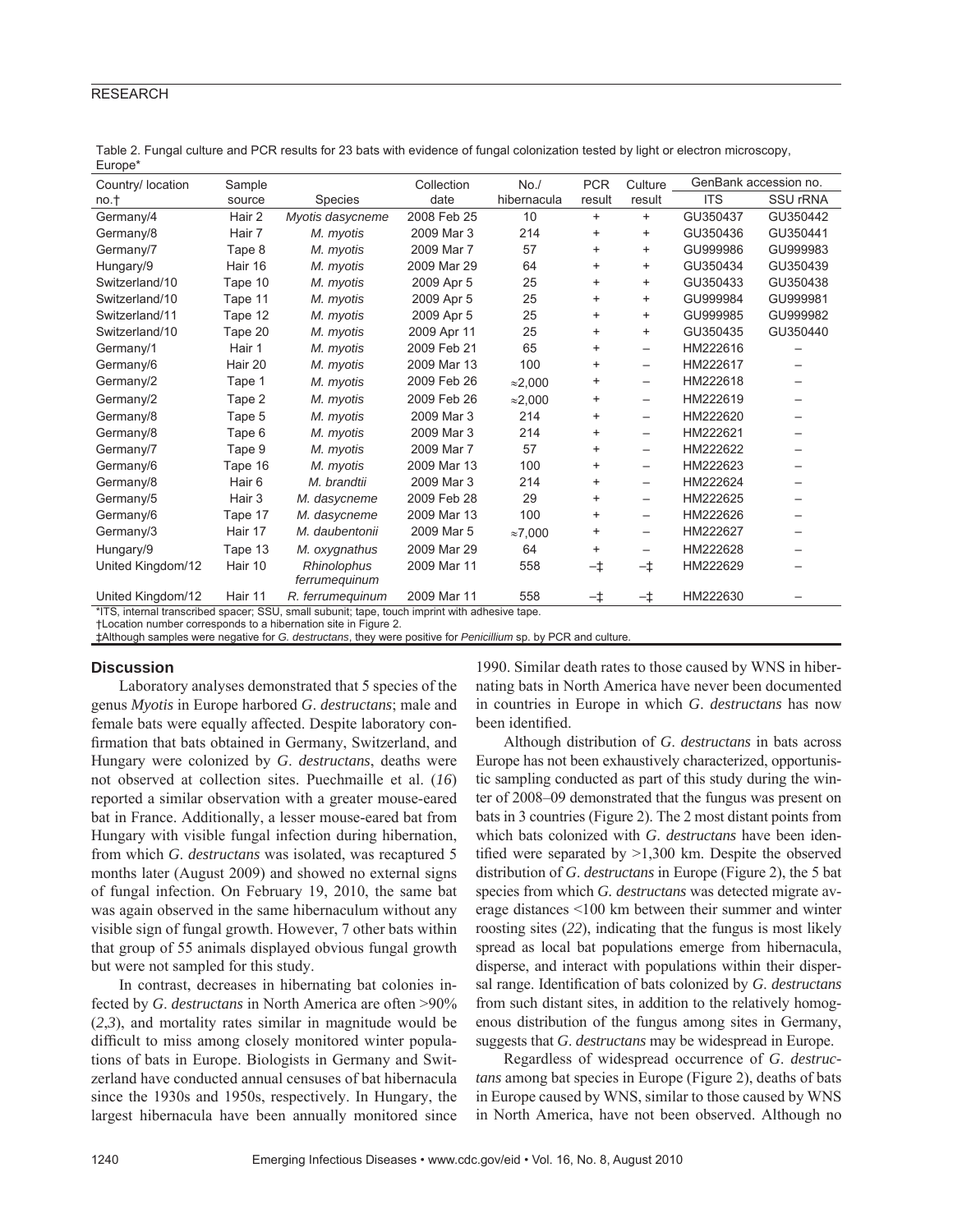Table 2. Fungal culture and PCR results for 23 bats with evidence of fungal colonization tested by light or electron microscopy, Europe*

| Country/ location no.† | Sample source | Species | Collection date | No./ hibernacula | PCR result | Culture result | GenBank accession no. | |
|---|---|---|---|---|---|---|---|---|
| | | | | | | | ITS | SSU rRNA |
| Germany/4 | Hair 2 | *Myotis dasycneme* | 2008 Feb 25 | 10 | + | + | GU350437 | GU350442 |
| Germany/8 | Hair 7 | *M. myotis* | 2009 Mar 3 | 214 | + | + | GU350436 | GU350441 |
| Germany/7 | Tape 8 | *M. myotis* | 2009 Mar 7 | 57 | + | + | GU999986 | GU999983 |
| Hungary/9 | Hair 16 | *M. myotis* | 2009 Mar 29 | 64 | + | + | GU350434 | GU350439 |
| Switzerland/10 | Tape 10 | *M. myotis* | 2009 Apr 5 | 25 | + | + | GU350433 | GU350438 |
| Switzerland/10 | Tape 11 | *M. myotis* | 2009 Apr 5 | 25 | + | + | GU999984 | GU999981 |
| Switzerland/11 | Tape 12 | *M. myotis* | 2009 Apr 5 | 25 | + | + | GU999985 | GU999982 |
| Switzerland/10 | Tape 20 | *M. myotis* | 2009 Apr 11 | 25 | + | + | GU350435 | GU350440 |
| Germany/1 | Hair 1 | *M. myotis* | 2009 Feb 21 | 65 | + | – | HM222616 | – |
| Germany/6 | Hair 20 | *M. myotis* | 2009 Mar 13 | 100 | + | – | HM222617 | – |
| Germany/2 | Tape 1 | *M. myotis* | 2009 Feb 26 | ≈2,000 | + | – | HM222618 | – |
| Germany/2 | Tape 2 | *M. myotis* | 2009 Feb 26 | ≈2,000 | + | – | HM222619 | – |
| Germany/8 | Tape 5 | *M. myotis* | 2009 Mar 3 | 214 | + | – | HM222620 | – |
| Germany/8 | Tape 6 | *M. myotis* | 2009 Mar 3 | 214 | + | – | HM222621 | – |
| Germany/7 | Tape 9 | *M. myotis* | 2009 Mar 7 | 57 | + | – | HM222622 | – |
| Germany/6 | Tape 16 | *M. myotis* | 2009 Mar 13 | 100 | + | – | HM222623 | – |
| Germany/8 | Hair 6 | *M. brandtii* | 2009 Mar 3 | 214 | + | – | HM222624 | – |
| Germany/5 | Hair 3 | *M. dasycneme* | 2009 Feb 28 | 29 | + | – | HM222625 | – |
| Germany/6 | Tape 17 | *M. dasycneme* | 2009 Mar 13 | 100 | + | – | HM222626 | – |
| Germany/3 | Hair 17 | *M. daubentonii* | 2009 Mar 5 | ≈7,000 | + | – | HM222627 | – |
| Hungary/9 | Tape 13 | *M. oxygnathus* | 2009 Mar 29 | 64 | + | – | HM222628 | – |
| United Kingdom/12 | Hair 10 | *Rhinolophus ferrumequinum* | 2009 Mar 11 | 558 | –‡ | –‡ | HM222629 | – |
| United Kingdom/12 | Hair 11 | *R. ferrumequinum* | 2009 Mar 11 | 558 | –‡ | –‡ | HM222630 | – |

*ITS, internal transcribed spacer; SSU, small subunit; tape, touch imprint with adhesive tape.
†Location number corresponds to a hibernation site in Figure 2.
‡Although samples were negative for *G. destructans*, they were positive for *Penicillium* sp. by PCR and culture.

## Discussion

Laboratory analyses demonstrated that 5 species of the genus *Myotis* in Europe harbored *G. destructans*; male and female bats were equally affected. Despite laboratory confirmation that bats obtained in Germany, Switzerland, and Hungary were colonized by *G. destructans*, deaths were not observed at collection sites. Puechmaille et al. (*16*) reported a similar observation with a greater mouse-eared bat in France. Additionally, a lesser mouse-eared bat from Hungary with visible fungal infection during hibernation, from which *G. destructans* was isolated, was recaptured 5 months later (August 2009) and showed no external signs of fungal infection. On February 19, 2010, the same bat was again observed in the same hibernaculum without any visible sign of fungal growth. However, 7 other bats within that group of 55 animals displayed obvious fungal growth but were not sampled for this study.

In contrast, decreases in hibernating bat colonies infected by *G. destructans* in North America are often >90% (*2*,*3*), and mortality rates similar in magnitude would be difficult to miss among closely monitored winter populations of bats in Europe. Biologists in Germany and Switzerland have conducted annual censuses of bat hibernacula since the 1930s and 1950s, respectively. In Hungary, the largest hibernacula have been annually monitored since 1990. Similar death rates to those caused by WNS in hibernating bats in North America have never been documented in countries in Europe in which *G. destructans* has now been identified.

Although distribution of *G. destructans* in bats across Europe has not been exhaustively characterized, opportunistic sampling conducted as part of this study during the winter of 2008–09 demonstrated that the fungus was present on bats in 3 countries (Figure 2). The 2 most distant points from which bats colonized with *G. destructans* have been identified were separated by >1,300 km. Despite the observed distribution of *G. destructans* in Europe (Figure 2), the 5 bat species from which *G. destructans* was detected migrate average distances <100 km between their summer and winter roosting sites (*22*), indicating that the fungus is most likely spread as local bat populations emerge from hibernacula, disperse, and interact with populations within their dispersal range. Identification of bats colonized by *G. destructans* from such distant sites, in addition to the relatively homogenous distribution of the fungus among sites in Germany, suggests that *G. destructans* may be widespread in Europe.

Regardless of widespread occurrence of *G. destructans* among bat species in Europe (Figure 2), deaths of bats in Europe caused by WNS, similar to those caused by WNS in North America, have not been observed. Although no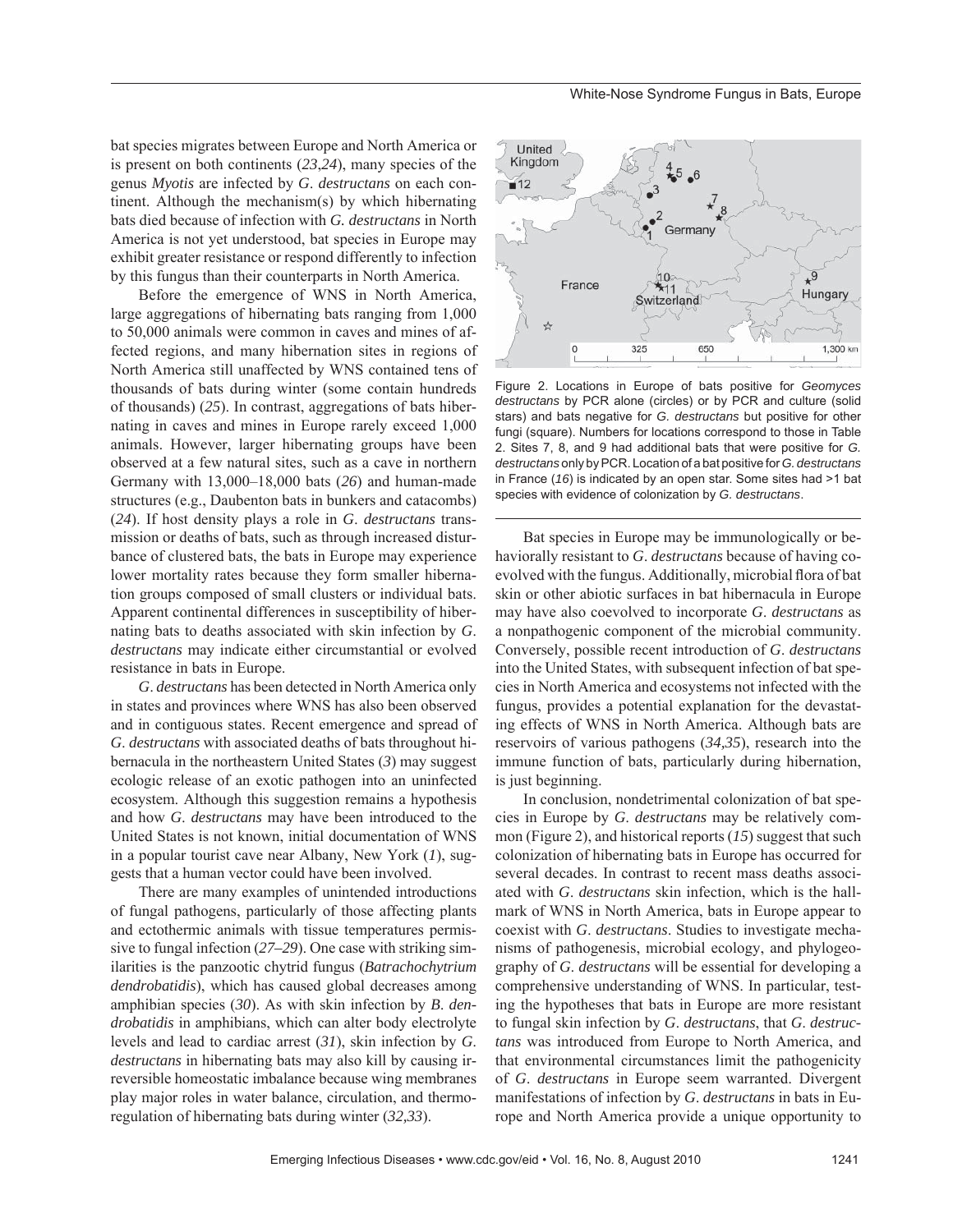bat species migrates between Europe and North America or is present on both continents (*23*,*24*), many species of the genus *Myotis* are infected by *G. destructans* on each continent. Although the mechanism(s) by which hibernating bats died because of infection with *G. destructans* in North America is not yet understood, bat species in Europe may exhibit greater resistance or respond differently to infection by this fungus than their counterparts in North America.

Before the emergence of WNS in North America, large aggregations of hibernating bats ranging from 1,000 to 50,000 animals were common in caves and mines of affected regions, and many hibernation sites in regions of North America still unaffected by WNS contained tens of thousands of bats during winter (some contain hundreds of thousands) (*25*). In contrast, aggregations of bats hibernating in caves and mines in Europe rarely exceed 1,000 animals. However, larger hibernating groups have been observed at a few natural sites, such as a cave in northern Germany with 13,000–18,000 bats (*26*) and human-made structures (e.g., Daubenton bats in bunkers and catacombs) (*24*). If host density plays a role in *G. destructans* transmission or deaths of bats, such as through increased disturbance of clustered bats, the bats in Europe may experience lower mortality rates because they form smaller hibernation groups composed of small clusters or individual bats. Apparent continental differences in susceptibility of hibernating bats to deaths associated with skin infection by *G. destructans* may indicate either circumstantial or evolved resistance in bats in Europe.

*G. destructans* has been detected in North America only in states and provinces where WNS has also been observed and in contiguous states. Recent emergence and spread of *G. destructans* with associated deaths of bats throughout hibernacula in the northeastern United States (*3*) may suggest ecologic release of an exotic pathogen into an uninfected ecosystem. Although this suggestion remains a hypothesis and how *G. destructans* may have been introduced to the United States is not known, initial documentation of WNS in a popular tourist cave near Albany, New York (*1*), suggests that a human vector could have been involved.

There are many examples of unintended introductions of fungal pathogens, particularly of those affecting plants and ectothermic animals with tissue temperatures permissive to fungal infection (*27*–*29*). One case with striking similarities is the panzootic chytrid fungus (*Batrachochytrium dendrobatidis*), which has caused global decreases among amphibian species (*30*). As with skin infection by *B. dendrobatidis* in amphibians, which can alter body electrolyte levels and lead to cardiac arrest (*31*), skin infection by *G. destructans* in hibernating bats may also kill by causing irreversible homeostatic imbalance because wing membranes play major roles in water balance, circulation, and thermoregulation of hibernating bats during winter (*32*,*33*).

Figure 2. Locations in Europe of bats positive for *Geomyces destructans* by PCR alone (circles) or by PCR and culture (solid stars) and bats negative for *G. destructans* but positive for other fungi (square). Numbers for locations correspond to those in Table 2. Sites 7, 8, and 9 had additional bats that were positive for *G. destructans* only by PCR. Location of a bat positive for *G. destructans* in France (*16*) is indicated by an open star. Some sites had >1 bat species with evidence of colonization by *G. destructans*.

Bat species in Europe may be immunologically or behaviorally resistant to *G. destructans* because of having coevolved with the fungus. Additionally, microbial flora of bat skin or other abiotic surfaces in bat hibernacula in Europe may have also coevolved to incorporate *G. destructans* as a nonpathogenic component of the microbial community. Conversely, possible recent introduction of *G. destructans* into the United States, with subsequent infection of bat species in North America and ecosystems not infected with the fungus, provides a potential explanation for the devastating effects of WNS in North America. Although bats are reservoirs of various pathogens (*34*,*35*), research into the immune function of bats, particularly during hibernation, is just beginning.

In conclusion, nondetrimental colonization of bat species in Europe by *G. destructans* may be relatively common (Figure 2), and historical reports (*15*) suggest that such colonization of hibernating bats in Europe has occurred for several decades. In contrast to recent mass deaths associated with *G. destructans* skin infection, which is the hallmark of WNS in North America, bats in Europe appear to coexist with *G. destructans*. Studies to investigate mechanisms of pathogenesis, microbial ecology, and phylogeography of *G. destructans* will be essential for developing a comprehensive understanding of WNS. In particular, testing the hypotheses that bats in Europe are more resistant to fungal skin infection by *G. destructans*, that *G. destructans* was introduced from Europe to North America, and that environmental circumstances limit the pathogenicity of *G. destructans* in Europe seem warranted. Divergent manifestations of infection by *G. destructans* in bats in Europe and North America provide a unique opportunity to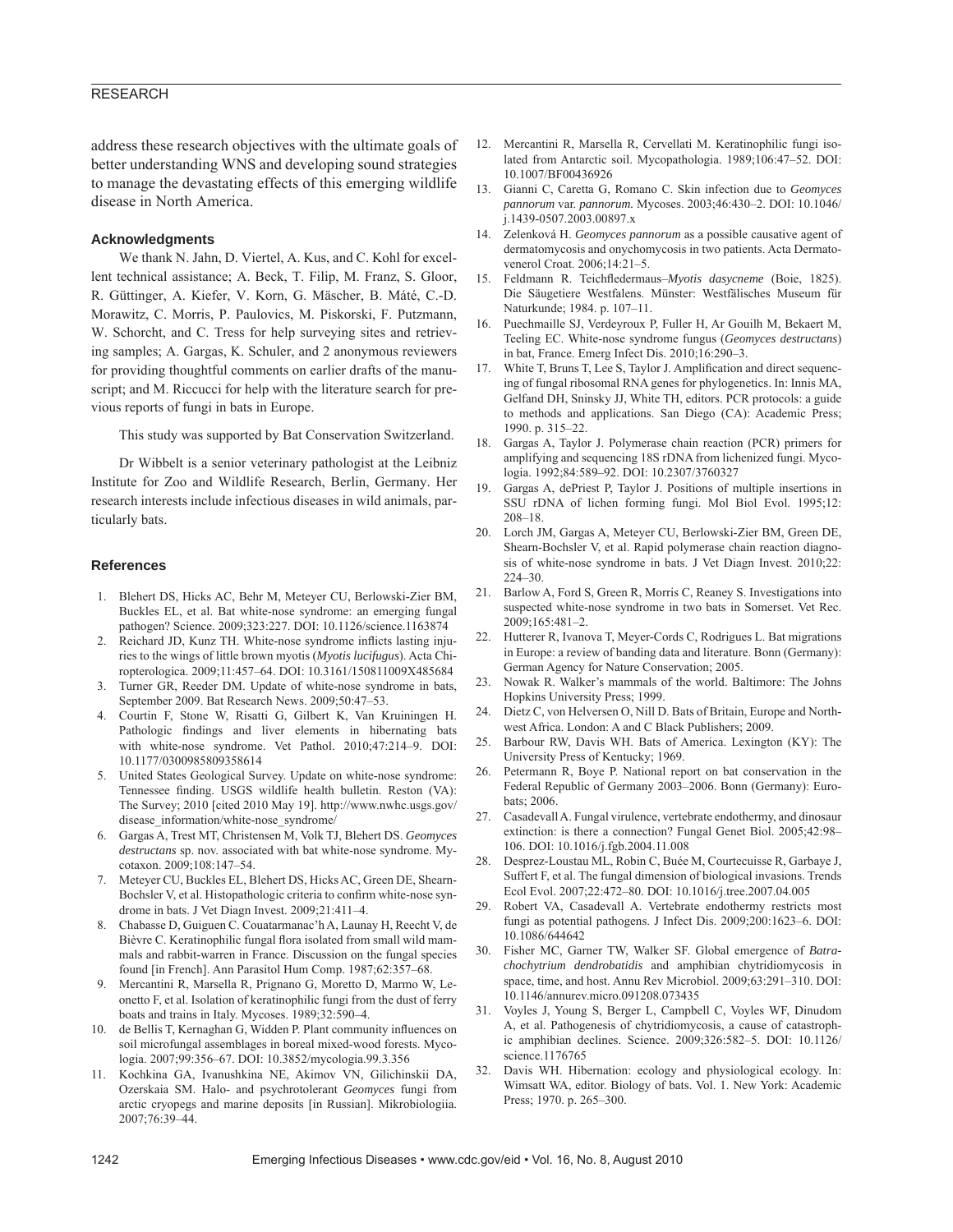address these research objectives with the ultimate goals of better understanding WNS and developing sound strategies to manage the devastating effects of this emerging wildlife disease in North America.

### Acknowledgments

We thank N. Jahn, D. Viertel, A. Kus, and C. Kohl for excellent technical assistance; A. Beck, T. Filip, M. Franz, S. Gloor, R. Güttinger, A. Kiefer, V. Korn, G. Mäscher, B. Máté, C.-D. Morawitz, C. Morris, P. Paulovics, M. Piskorski, F. Putzmann, W. Schorcht, and C. Tress for help surveying sites and retrieving samples; A. Gargas, K. Schuler, and 2 anonymous reviewers for providing thoughtful comments on earlier drafts of the manuscript; and M. Riccucci for help with the literature search for previous reports of fungi in bats in Europe.

This study was supported by Bat Conservation Switzerland.

Dr Wibbelt is a senior veterinary pathologist at the Leibniz Institute for Zoo and Wildlife Research, Berlin, Germany. Her research interests include infectious diseases in wild animals, particularly bats.

### References

1. Blehert DS, Hicks AC, Behr M, Meteyer CU, Berlowski-Zier BM, Buckles EL, et al. Bat white-nose syndrome: an emerging fungal pathogen? Science. 2009;323:227. DOI: 10.1126/science.1163874
2. Reichard JD, Kunz TH. White-nose syndrome inflicts lasting injuries to the wings of little brown myotis (*Myotis lucifugus*). Acta Chiropterologica. 2009;11:457–64. DOI: 10.3161/150811009X485684
3. Turner GR, Reeder DM. Update of white-nose syndrome in bats, September 2009. Bat Research News. 2009;50:47–53.
4. Courtin F, Stone W, Risatti G, Gilbert K, Van Kruiningen H. Pathologic findings and liver elements in hibernating bats with white-nose syndrome. Vet Pathol. 2010;47:214–9. DOI: 10.1177/0300985809358614
5. United States Geological Survey. Update on white-nose syndrome: Tennessee finding. USGS wildlife health bulletin. Reston (VA): The Survey; 2010 [cited 2010 May 19]. http://www.nwhc.usgs.gov/disease_information/white-nose_syndrome/
6. Gargas A, Trest MT, Christensen M, Volk TJ, Blehert DS. *Geomyces destructans* sp. nov. associated with bat white-nose syndrome. Mycotaxon. 2009;108:147–54.
7. Meteyer CU, Buckles EL, Blehert DS, Hicks AC, Green DE, Shearn-Bochsler V, et al. Histopathologic criteria to confirm white-nose syndrome in bats. J Vet Diagn Invest. 2009;21:411–4.
8. Chabasse D, Guiguen C. Couatarmanac'h A, Launay H, Reecht V, de Bièvre C. Keratinophilic fungal flora isolated from small wild mammals and rabbit-warren in France. Discussion on the fungal species found [in French]. Ann Parasitol Hum Comp. 1987;62:357–68.
9. Mercantini R, Marsella R, Prignano G, Moretto D, Marmo W, Leonetto F, et al. Isolation of keratinophilic fungi from the dust of ferry boats and trains in Italy. Mycoses. 1989;32:590–4.
10. de Bellis T, Kernaghan G, Widden P. Plant community influences on soil microfungal assemblages in boreal mixed-wood forests. Mycologia. 2007;99:356–67. DOI: 10.3852/mycologia.99.3.356
11. Kochkina GA, Ivanushkina NE, Akimov VN, Gilichinskii DA, Ozerskaia SM. Halo- and psychrotolerant *Geomyces* fungi from arctic cryopegs and marine deposits [in Russian]. Mikrobiologiia. 2007;76:39–44.
12. Mercantini R, Marsella R, Cervellati M. Keratinophilic fungi isolated from Antarctic soil. Mycopathologia. 1989;106:47–52. DOI: 10.1007/BF00436926
13. Gianni C, Caretta G, Romano C. Skin infection due to *Geomyces pannorum* var. *pannorum*. Mycoses. 2003;46:430–2. DOI: 10.1046/j.1439-0507.2003.00897.x
14. Zelenková H. *Geomyces pannorum* as a possible causative agent of dermatomycosis and onychomycosis in two patients. Acta Dermatovenerol Croat. 2006;14:21–5.
15. Feldmann R. Teichfledermaus–*Myotis dasycneme* (Boie, 1825). Die Säugetiere Westfalens. Münster: Westfälisches Museum für Naturkunde; 1984. p. 107–11.
16. Puechmaille SJ, Verdeyroux P, Fuller H, Ar Gouilh M, Bekaert M, Teeling EC. White-nose syndrome fungus (*Geomyces destructans*) in bat, France. Emerg Infect Dis. 2010;16:290–3.
17. White T, Bruns T, Lee S, Taylor J. Amplification and direct sequencing of fungal ribosomal RNA genes for phylogenetics. In: Innis MA, Gelfand DH, Sninsky JJ, White TH, editors. PCR protocols: a guide to methods and applications. San Diego (CA): Academic Press; 1990. p. 315–22.
18. Gargas A, Taylor J. Polymerase chain reaction (PCR) primers for amplifying and sequencing 18S rDNA from lichenized fungi. Mycologia. 1992;84:589–92. DOI: 10.2307/3760327
19. Gargas A, dePriest P, Taylor J. Positions of multiple insertions in SSU rDNA of lichen forming fungi. Mol Biol Evol. 1995;12:208–18.
20. Lorch JM, Gargas A, Meteyer CU, Berlowski-Zier BM, Green DE, Shearn-Bochsler V, et al. Rapid polymerase chain reaction diagnosis of white-nose syndrome in bats. J Vet Diagn Invest. 2010;22:224–30.
21. Barlow A, Ford S, Green R, Morris C, Reaney S. Investigations into suspected white-nose syndrome in two bats in Somerset. Vet Rec. 2009;165:481–2.
22. Hutterer R, Ivanova T, Meyer-Cords C, Rodrigues L. Bat migrations in Europe: a review of banding data and literature. Bonn (Germany): German Agency for Nature Conservation; 2005.
23. Nowak R. Walker's mammals of the world. Baltimore: The Johns Hopkins University Press; 1999.
24. Dietz C, von Helversen O, Nill D. Bats of Britain, Europe and Northwest Africa. London: A and C Black Publishers; 2009.
25. Barbour RW, Davis WH. Bats of America. Lexington (KY): The University Press of Kentucky; 1969.
26. Petermann R, Boye P. National report on bat conservation in the Federal Republic of Germany 2003–2006. Bonn (Germany): Eurobats; 2006.
27. Casadevall A. Fungal virulence, vertebrate endothermy, and dinosaur extinction: is there a connection? Fungal Genet Biol. 2005;42:98–106. DOI: 10.1016/j.fgb.2004.11.008
28. Desprez-Loustau ML, Robin C, Buée M, Courtecuisse R, Garbaye J, Suffert F, et al. The fungal dimension of biological invasions. Trends Ecol Evol. 2007;22:472–80. DOI: 10.1016/j.tree.2007.04.005
29. Robert VA, Casadevall A. Vertebrate endothermy restricts most fungi as potential pathogens. J Infect Dis. 2009;200:1623–6. DOI: 10.1086/644642
30. Fisher MC, Garner TW, Walker SF. Global emergence of *Batrachochytrium dendrobatidis* and amphibian chytridiomycosis in space, time, and host. Annu Rev Microbiol. 2009;63:291–310. DOI: 10.1146/annurev.micro.091208.073435
31. Voyles J, Young S, Berger L, Campbell C, Voyles WF, Dinudom A, et al. Pathogenesis of chytridiomycosis, a cause of catastrophic amphibian declines. Science. 2009;326:582–5. DOI: 10.1126/science.1176765
32. Davis WH. Hibernation: ecology and physiological ecology. In: Wimsatt WA, editor. Biology of bats. Vol. 1. New York: Academic Press; 1970. p. 265–300.